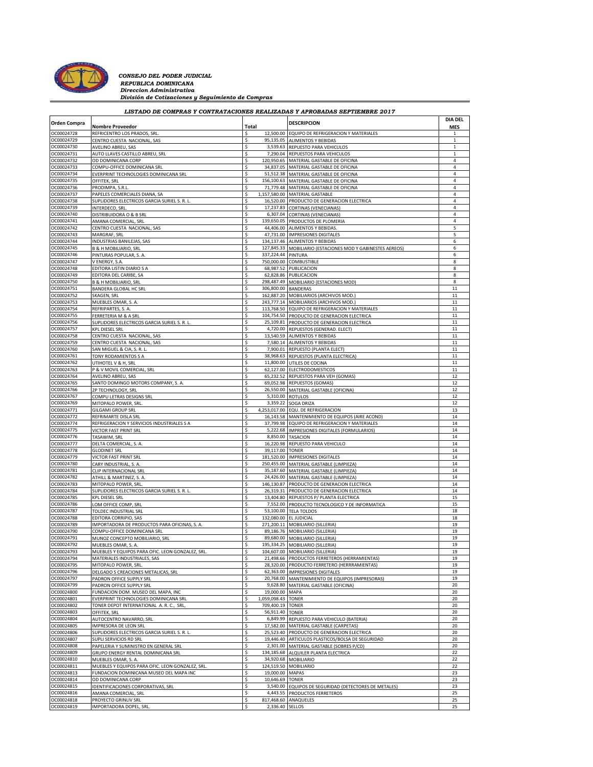*CONSEJO DEL PODER JUDICIAL*
*REPUBLICA DOMINICANA*
*Direccion Administrativa*
*División de Cotizaciones y Seguimiento de Compras*

## LISTADO DE COMPRAS Y CONTRATACIONES REALIZADAS Y APROBADAS SEPTIEMBRE 2017

| Orden Compra | Nombre Proveedor | Total | DESCRIPCION | DIA DEL MES |
|---|---|---|---|---|
| OC00024728 | REFRICENTRO LOS PRADOS, SRL. | $ 12,500.00 | EQUIPO DE REFRIGERACION Y MATERIALES | 1 |
| OC00024729 | CENTRO CUESTA NACIONAL, SAS | $ 95,135.05 | ALIMENTOS Y BEBIDAS | 1 |
| OC00024730 | AVELINO ABREU, SAS | $ 3,539.63 | REPUESTO PARA VEHICULOS | 1 |
| OC00024731 | AUTO LLAVES CASTILLO ABREU, SRL | $ 7,290.04 | REPUESTOS PARA VEHICULOS | 1 |
| OC00024732 | OD DOMINICANA CORP | $ 120,950.65 | MATERIAL GASTABLE DE OFICINA | 4 |
| OC00024733 | COMPU-OFFICE DOMINICANA SRL | $ 34,837.05 | MATERIAL GASTABLE DE OFICINA | 4 |
| OC00024734 | EVERPRINT TECHNOLOGIES DOMINICANA SRL | $ 51,512.38 | MATERIAL GASTABLE DE OFICINA | 4 |
| OC00024735 | OFFITEK, SRL | $ 156,100.63 | MATERIAL GASTABLE DE OFICINA | 4 |
| OC00024736 | PRODIMPA, S.R.L. | $ 71,779.48 | MATERIAL GASTABLE DE OFICINA | 4 |
| OC00024737 | PAPELES COMERCIALES DIANA, SA | $ 1,157,580.00 | MATERIAL GASTABLE | 4 |
| OC00024738 | SUPLIDORES ELECTRICOS GARCIA SURIEL S. R. L. | $ 16,520.00 | PRODUCTO DE GENERACION ELECTRICA | 4 |
| OC00024739 | INTERDECO, SRL. | $ 17,237.83 | CORTINAS (VENECIANAS) | 4 |
| OC00024740 | DISTRIBUIDORA O & B SRL | $ 6,307.04 | CORTINAS (VENECIANAS) | 4 |
| OC00024741 | AMANA COMERCIAL, SRL | $ 139,650.05 | PRODUCTOS DE PLOMERIA | 4 |
| OC00024742 | CENTRO CUESTA NACIONAL, SAS | $ 44,406.00 | ALIMENTOS Y BEBIDAS. | 5 |
| OC00024743 | MARGRAF, SRL | $ 47,731.00 | IMPRESIONES DIGITALES | 5 |
| OC00024744 | INDUSTRIAS BANILEJAS, SAS | $ 134,137.46 | ALIMENTOS Y BEBIDAS | 6 |
| OC00024745 | B & H MOBILIARIO, SRL | $ 127,845.33 | MOBILIARIO (ESTACIONES MOD Y GABINESTES AEREOS) | 6 |
| OC00024746 | PINTURAS POPULAR, S. A. | $ 337,224.44 | PINTURA | 6 |
| OC00024747 | V ENERGY, S.A. | $ 750,000.00 | COMBUSTIBLE | 8 |
| OC00024748 | EDITORA LISTIN DIARIO S A | $ 68,987.52 | PUBLICACION | 8 |
| OC00024749 | EDITORA DEL CARIBE, SA | $ 62,828.86 | PUBLICACION | 8 |
| OC00024750 | B & H MOBILIARIO, SRL | $ 298,487.49 | MOBILIARIO (ESTACIONES MOD) | 8 |
| OC00024751 | BANDERA GLOBAL HC SRL | $ 306,800.00 | BANDERAS | 11 |
| OC00024752 | SKAGEN, SRL | $ 162,887.20 | MOBILIARIOS (ARCHIVOS MOD.) | 11 |
| OC00024753 | MUEBLES OMAR, S. A. | $ 243,777.14 | MOBILIARIOS (ARCHIVOS MOD.) | 11 |
| OC00024754 | REFRIPARTES, S. A. | $ 113,768.50 | EQUIPO DE REFRIGERACION Y MATERIALES | 11 |
| OC00024755 | FERRETERIA M & A SRL | $ 104,754.50 | PRODUCTO DE GENERACION ELECTRICA | 11 |
| OC00024756 | SUPLIDORES ELECTRICOS GARCIA SURIEL S. R. L. | $ 25,109.81 | PRODUCTO DE GENERACION ELECTRICA | 11 |
| OC00024757 | KPL DIESEL SRL | $ 4,720.00 | REPUESTOS (GENERAD. ELECT) | 11 |
| OC00024758 | CENTRO CUESTA NACIONAL, SAS | $ 13,540.59 | ALIMENTOS Y BEBIDAS | 11 |
| OC00024759 | CENTRO CUESTA NACIONAL, SAS | $ 7,580.14 | ALIMENTOS Y BEBIDAS | 11 |
| OC00024760 | SAN MIGUEL & CIA, S. R. L. | $ 7,900.01 | REPUESTO (PLANTA ELECT) | 11 |
| OC00024761 | TONY RODAMIENTOS S A | $ 38,968.63 | REPUESTOS (PLANTA ELECTRICA) | 11 |
| OC00024762 | UTIHOTEL V & H, SRL | $ 11,800.00 | UTILES DE COCINA | 11 |
| OC00024763 | P & V MOVIL COMERCIAL, SRL | $ 62,127.00 | ELECTRODOMESTICOS | 11 |
| OC00024764 | AVELINO ABREU, SAS | $ 65,232.52 | REPUESTOS PARA VEH (GOMAS) | 12 |
| OC00024765 | SANTO DOMINGO MOTORS COMPANY, S. A. | $ 69,052.98 | REPUESTOS (GOMAS) | 12 |
| OC00024766 | 2P TECHNOLOGY, SRL | $ 26,550.00 | MATERIAL GASTABLE (OFICINA) | 12 |
| OC00024767 | COMPU LETRAS DESIGNS SRL | $ 5,310.00 | ROTULOS | 12 |
| OC00024769 | MITOPALO POWER, SRL. | $ 3,359.22 | SOGA DRIZA | 12 |
| OC00024771 | GILGAMI GROUP SRL | $ 4,253,017.00 | EQU. DE REFRIGERACION | 13 |
| OC00024772 | REFRIMARTE DISLA SRL | $ 16,143.58 | MANTENIMIENTO DE EQUIPOS (AIRE ACOND) | 14 |
| OC00024774 | REFRIGERACION Y SERVICIOS INDUSTRIALES S A | $ 37,799.98 | EQUIPO DE REFRIGERACION Y MATERIALES | 14 |
| OC00024775 | VICTOR FAST PRINT SRL | $ 5,222.68 | IMPRESIONES DIGITALES (FORMULARIOS) | 14 |
| OC00024776 | TASAWIM, SRL | $ 8,850.00 | TASACION | 14 |
| OC00024777 | DELTA COMERCIAL, S. A. | $ 16,220.98 | REPUESTO PARA VEHICULO | 14 |
| OC00024778 | GLODINET SRL | $ 39,117.00 | TONER | 14 |
| OC00024779 | VICTOR FAST PRINT SRL | $ 181,520.00 | IMPRESIONES DIGITALES | 14 |
| OC00024780 | CARY INDUSTRIAL, S. A. | $ 250,455.00 | MATERIAL GASTABLE (LIMPIEZA) | 14 |
| OC00024781 | CLIP INTERNACIONAL SRL | $ 35,187.60 | MATERIAL GASTABLE (LIMPIEZA) | 14 |
| OC00024782 | ATHILL & MARTINEZ, S. A. | $ 24,426.00 | MATERIAL GASTABLE (LIMPIEZA) | 14 |
| OC00024783 | MITOPALO POWER, SRL. | $ 146,130.87 | PRODUCTO DE GENERACION ELECTRICA | 14 |
| OC00024784 | SUPLIDORES ELECTRICOS GARCIA SURIEL S. R. L. | $ 26,319.31 | PRODUCTO DE GENERACION ELECTRICA | 14 |
| OC00024785 | KPL DIESEL SRL | $ 13,404.80 | REPUESTOS P/ PLANTA ELECTRICA | 15 |
| OC00024786 | LOM OFFICE COMP, SRL | $ 7,552.00 | PRODUCTO TECNOLOGICO Y DE INFORMATICA | 15 |
| OC00024787 | TOLDEC INDUSTRIAL SRL | $ 53,100.00 | TELA TOLDOS | 18 |
| OC00024788 | EDITORA CORRIPIO, SAS | $ 132,080.00 | EL JUDICIAL | 18 |
| OC00024789 | IMPORTADORA DE PRODUCTOS PARA OFICINAS, S. A. | $ 271,200.11 | MOBILIARIO (SILLERIA) | 19 |
| OC00024790 | COMPU-OFFICE DOMINICANA SRL | $ 89,186.76 | MOBILIARIO (SILLERIA) | 19 |
| OC00024791 | MUNOZ CONCEPTO MOBILIARIO, SRL | $ 89,680.00 | MOBILIARIO (SILLERIA) | 19 |
| OC00024792 | MUEBLES OMAR, S. A. | $ 195,334.25 | MOBILIARIO (SILLERIA) | 19 |
| OC00024793 | MUEBLES Y EQUIPOS PARA OFIC. LEON GONZALEZ, SRL. | $ 104,607.00 | MOBILIARIO (SILLERIA) | 19 |
| OC00024794 | MATERIALES INDUSTRIALES, SAS | $ 21,498.66 | PRODUCTOS FERRETEROS (HERRAMIENTAS) | 19 |
| OC00024795 | MITOPALO POWER, SRL. | $ 28,320.00 | PRODUCTO FERRETERO (HERRRAMIENTAS) | 19 |
| OC00024796 | DELGADO S CREACIONES METALICAS, SRL | $ 62,363.00 | IMPRESIONES DIGITALES | 19 |
| OC00024797 | PADRON OFFICE SUPPLY SRL | $ 20,768.00 | MANTENIMIENTO DE EQUIPOS (IMPRESORAS) | 19 |
| OC00024799 | PADRON OFFICE SUPPLY SRL | $ 9,628.80 | MATERIAL GASTABLE (OFICINA) | 20 |
| OC00024800 | FUNDACION DOM. MUSEO DEL MAPA, INC | $ 19,000.00 | MAPA | 20 |
| OC00024801 | EVERPRINT TECHNOLOGIES DOMINICANA SRL | $ 1,059,098.43 | TONER | 20 |
| OC00024802 | TONER DEPOT INTERNATIONAL A. R. C., SRL, | $ 709,400.19 | TONER | 20 |
| OC00024803 | OFFITEK, SRL | $ 56,911.40 | TONER | 20 |
| OC00024804 | AUTOCENTRO NAVARRO, SRL | $ 6,849.99 | REPUESTO PARA VEHICULO (BATERIA) | 20 |
| OC00024805 | IMPRESORA DE LEON SRL | $ 17,582.00 | MATERIAL GASTABLE (CARPETAS) | 20 |
| OC00024806 | SUPLIDORES ELECTRICOS GARCIA SURIEL S. R. L. | $ 25,523.40 | PRODUCTO DE GENERACION ELECTRICA | 20 |
| OC00024807 | SUPLI SERVICIOS RD SRL | $ 19,446.40 | ARTICULOS PLASTICOS/BOLSA DE SEGURIDAD | 20 |
| OC00024808 | PAPELERIA Y SUMINISTRO EN GENERAL SRL | $ 2,301.00 | MATERIAL GASTABLE (SOBRES P/CD) | 20 |
| OC00024809 | GRUPO ENERGY RENTAL DOMINICANA SRL | $ 134,185.68 | ALQUILER PLANTA ELECTRICA | 22 |
| OC00024810 | MUEBLES OMAR, S. A. | $ 34,920.68 | MOBILIARIO | 22 |
| OC00024811 | MUEBLES Y EQUIPOS PARA OFIC. LEON GONZALEZ, SRL. | $ 124,519.50 | MOBILIARIO | 22 |
| OC00024813 | FUNDACION DOMINICANA MUSEO DEL MAPA INC | $ 19,000.00 | MAPAS | 23 |
| OC00024814 | OD DOMINICANA CORP | $ 10,646.69 | TONER | 23 |
| OC00024815 | IDENTIFICACIONES CORPORATIVAS, SRL | $ 3,540.00 | EQUIPOS DE SEGURIDAD (DETECTORES DE METALES) | 23 |
| OC00024816 | AMANA COMERCIAL, SRL | $ 4,443.55 | PRODUCTOS FERRETEROS | 25 |
| OC00024818 | PROYECTO GRINLIV SRL | $ 817,468.60 | ANAQUELES | 25 |
| OC00024819 | IMPORTADORA DOPEL, SRL. | $ 2,336.40 | SELLOS | 25 |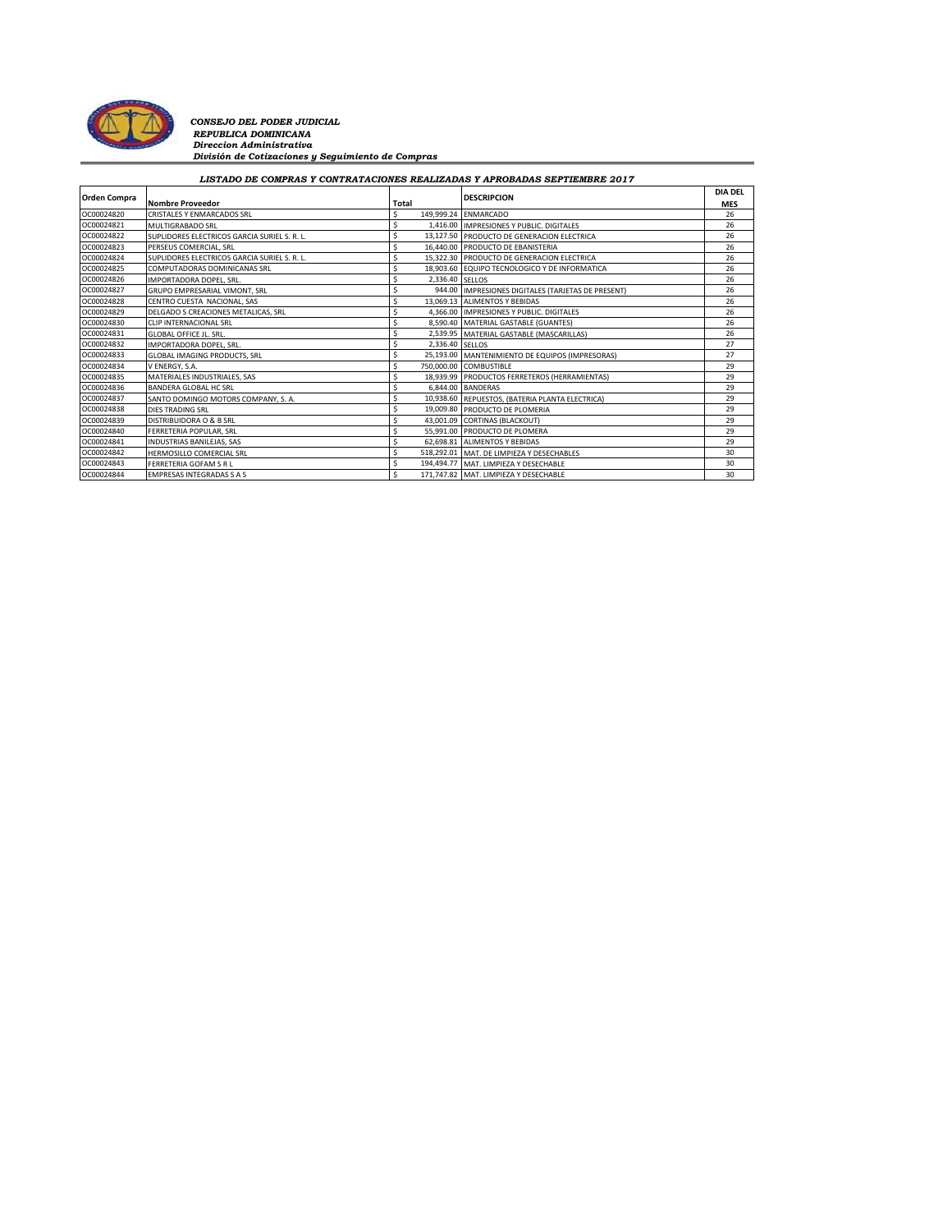*CONSEJO DEL PODER JUDICIAL*
*REPUBLICA DOMINICANA*
*Direccion Administrativa*
*División de Cotizaciones y Seguimiento de Compras*

## *LISTADO DE COMPRAS Y CONTRATACIONES REALIZADAS Y APROBADAS SEPTIEMBRE 2017*

| Orden Compra | Nombre Proveedor | Total | DESCRIPCION | DIA DEL MES |
|---|---|---|---|---|
| OC00024820 | CRISTALES Y ENMARCADOS SRL | $ 149,999.24 | ENMARCADO | 26 |
| OC00024821 | MULTIGRABADO SRL | $ 1,416.00 | IMPRESIONES Y PUBLIC. DIGITALES | 26 |
| OC00024822 | SUPLIDORES ELECTRICOS GARCIA SURIEL S. R. L. | $ 13,127.50 | PRODUCTO DE GENERACION ELECTRICA | 26 |
| OC00024823 | PERSEUS COMERCIAL, SRL | $ 16,440.00 | PRODUCTO DE EBANISTERIA | 26 |
| OC00024824 | SUPLIDORES ELECTRICOS GARCIA SURIEL S. R. L. | $ 15,322.30 | PRODUCTO DE GENERACION ELECTRICA | 26 |
| OC00024825 | COMPUTADORAS DOMINICANAS SRL | $ 18,903.60 | EQUIPO TECNOLOGICO Y DE INFORMATICA | 26 |
| OC00024826 | IMPORTADORA DOPEL, SRL. | $ 2,336.40 | SELLOS | 26 |
| OC00024827 | GRUPO EMPRESARIAL VIMONT, SRL | $ 944.00 | IMPRESIONES DIGITALES (TARJETAS DE PRESENT) | 26 |
| OC00024828 | CENTRO CUESTA NACIONAL, SAS | $ 13,069.13 | ALIMENTOS Y BEBIDAS | 26 |
| OC00024829 | DELGADO S CREACIONES METALICAS, SRL | $ 4,366.00 | IMPRESIONES Y PUBLIC. DIGITALES | 26 |
| OC00024830 | CLIP INTERNACIONAL SRL | $ 8,590.40 | MATERIAL GASTABLE (GUANTES) | 26 |
| OC00024831 | GLOBAL OFFICE JL. SRL. | $ 2,539.95 | MATERIAL GASTABLE (MASCARILLAS) | 26 |
| OC00024832 | IMPORTADORA DOPEL, SRL. | $ 2,336.40 | SELLOS | 27 |
| OC00024833 | GLOBAL IMAGING PRODUCTS, SRL | $ 25,193.00 | MANTENIMIENTO DE EQUIPOS (IMPRESORAS) | 27 |
| OC00024834 | V ENERGY, S.A. | $ 750,000.00 | COMBUSTIBLE | 29 |
| OC00024835 | MATERIALES INDUSTRIALES, SAS | $ 18,939.99 | PRODUCTOS FERRETEROS (HERRAMIENTAS) | 29 |
| OC00024836 | BANDERA GLOBAL HC SRL | $ 6,844.00 | BANDERAS | 29 |
| OC00024837 | SANTO DOMINGO MOTORS COMPANY, S. A. | $ 10,938.60 | REPUESTOS, (BATERIA PLANTA ELECTRICA) | 29 |
| OC00024838 | DIES TRADING SRL | $ 19,009.80 | PRODUCTO DE PLOMERIA | 29 |
| OC00024839 | DISTRIBUIDORA O & B SRL | $ 43,001.09 | CORTINAS (BLACKOUT) | 29 |
| OC00024840 | FERRETERIA POPULAR, SRL | $ 55,991.00 | PRODUCTO DE PLOMERA | 29 |
| OC00024841 | INDUSTRIAS BANILEJAS, SAS | $ 62,698.81 | ALIMENTOS Y BEBIDAS | 29 |
| OC00024842 | HERMOSILLO COMERCIAL SRL | $ 518,292.01 | MAT. DE LIMPIEZA Y DESECHABLES | 30 |
| OC00024843 | FERRETERIA GOFAM S R L | $ 194,494.77 | MAT. LIMPIEZA Y DESECHABLE | 30 |
| OC00024844 | EMPRESAS INTEGRADAS S A S | $ 171,747.82 | MAT. LIMPIEZA Y DESECHABLE | 30 |